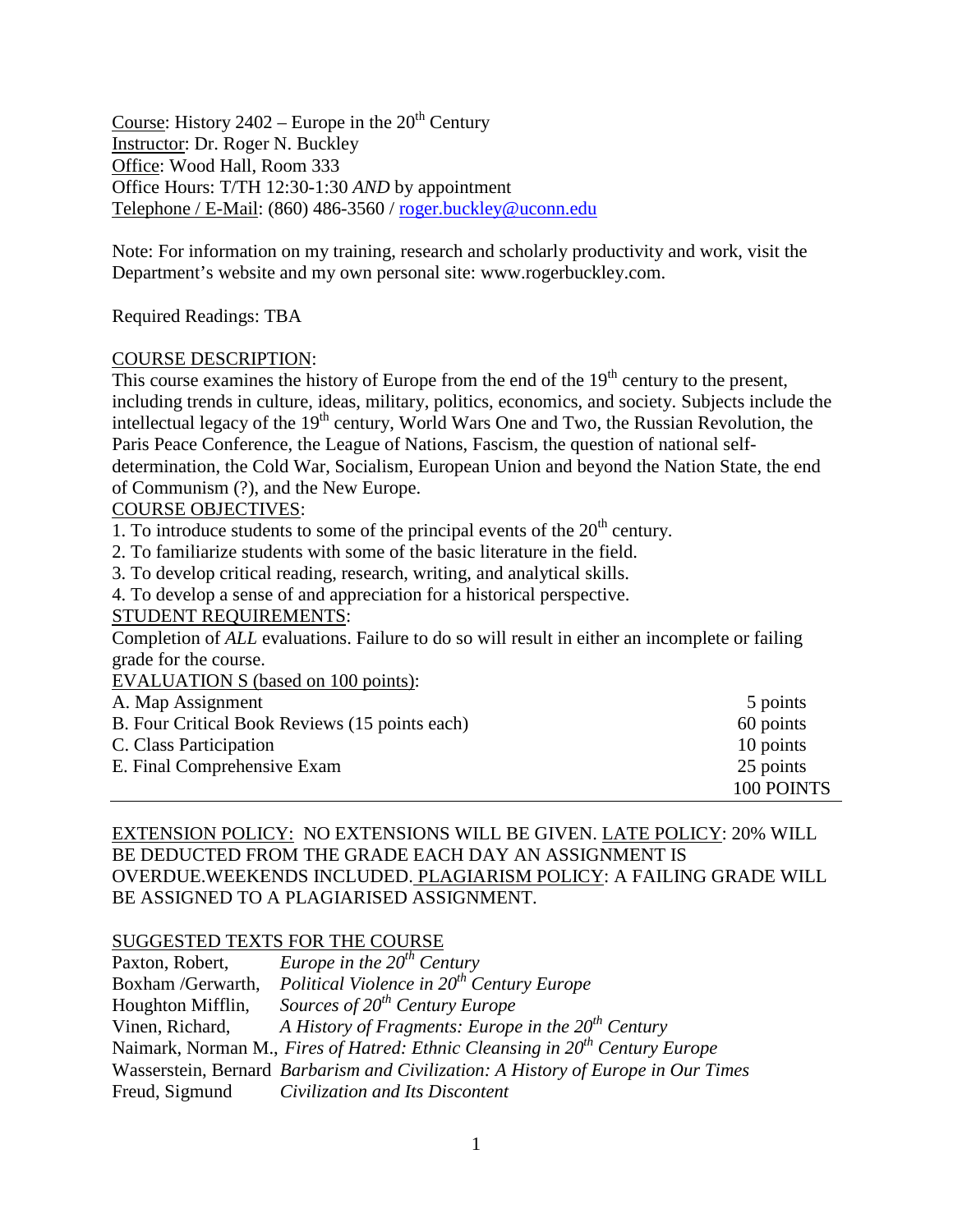Course: History 2402 – Europe in the 20th Century
Instructor: Dr. Roger N. Buckley
Office: Wood Hall, Room 333
Office Hours: T/TH 12:30-1:30 *AND* by appointment
Telephone / E-Mail: (860) 486-3560 / roger.buckley@uconn.edu

Note: For information on my training, research and scholarly productivity and work, visit the Department's website and my own personal site: www.rogerbuckley.com.

Required Readings: TBA

## COURSE DESCRIPTION:

This course examines the history of Europe from the end of the 19th century to the present, including trends in culture, ideas, military, politics, economics, and society. Subjects include the intellectual legacy of the 19th century, World Wars One and Two, the Russian Revolution, the Paris Peace Conference, the League of Nations, Fascism, the question of national self-determination, the Cold War, Socialism, European Union and beyond the Nation State, the end of Communism (?), and the New Europe.

## COURSE OBJECTIVES:

1. To introduce students to some of the principal events of the 20th century.
2. To familiarize students with some of the basic literature in the field.
3. To develop critical reading, research, writing, and analytical skills.
4. To develop a sense of and appreciation for a historical perspective.

## STUDENT REQUIREMENTS:

Completion of *ALL* evaluations. Failure to do so will result in either an incomplete or failing grade for the course.

## EVALUATION S (based on 100 points):

| | |
|---|---|
| A. Map Assignment | 5 points |
| B. Four Critical Book Reviews (15 points each) | 60 points |
| C. Class Participation | 10 points |
| E. Final Comprehensive Exam | 25 points |
| | 100 POINTS |

EXTENSION POLICY: NO EXTENSIONS WILL BE GIVEN. LATE POLICY: 20% WILL BE DEDUCTED FROM THE GRADE EACH DAY AN ASSIGNMENT IS OVERDUE.WEEKENDS INCLUDED. PLAGIARISM POLICY: A FAILING GRADE WILL BE ASSIGNED TO A PLAGIARISED ASSIGNMENT.

## SUGGESTED TEXTS FOR THE COURSE

| | |
|---|---|
| Paxton, Robert, | *Europe in the 20th Century* |
| Boxham /Gerwarth, | *Political Violence in 20th Century Europe* |
| Houghton Mifflin, | *Sources of 20th Century Europe* |
| Vinen, Richard, | *A History of Fragments: Europe in the 20th Century* |
| Naimark, Norman M., | *Fires of Hatred: Ethnic Cleansing in 20th Century Europe* |
| Wasserstein, Bernard | *Barbarism and Civilization: A History of Europe in Our Times* |
| Freud, Sigmund | *Civilization and Its Discontent* |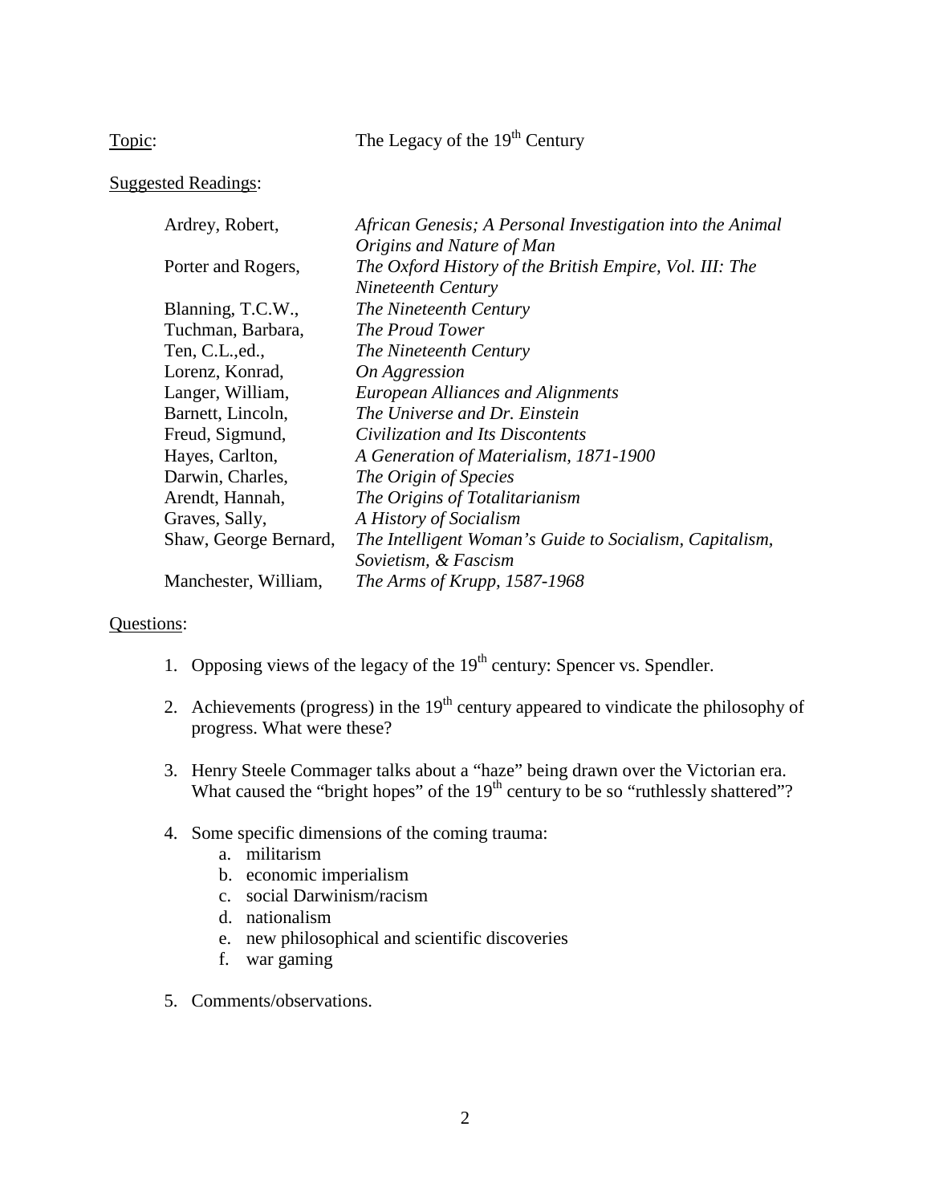Topic: The Legacy of the 19th Century

Suggested Readings:

| | |
|---|---|
| Ardrey, Robert, | *African Genesis; A Personal Investigation into the Animal Origins and Nature of Man* |
| Porter and Rogers, | *The Oxford History of the British Empire, Vol. III: The Nineteenth Century* |
| Blanning, T.C.W., | *The Nineteenth Century* |
| Tuchman, Barbara, | *The Proud Tower* |
| Ten, C.L.,ed., | *The Nineteenth Century* |
| Lorenz, Konrad, | *On Aggression* |
| Langer, William, | *European Alliances and Alignments* |
| Barnett, Lincoln, | *The Universe and Dr. Einstein* |
| Freud, Sigmund, | *Civilization and Its Discontents* |
| Hayes, Carlton, | *A Generation of Materialism, 1871-1900* |
| Darwin, Charles, | *The Origin of Species* |
| Arendt, Hannah, | *The Origins of Totalitarianism* |
| Graves, Sally, | *A History of Socialism* |
| Shaw, George Bernard, | *The Intelligent Woman's Guide to Socialism, Capitalism, Sovietism, & Fascism* |
| Manchester, William, | *The Arms of Krupp, 1587-1968* |

Questions:

1. Opposing views of the legacy of the 19th century: Spencer vs. Spendler.
2. Achievements (progress) in the 19th century appeared to vindicate the philosophy of progress. What were these?
3. Henry Steele Commager talks about a "haze" being drawn over the Victorian era. What caused the "bright hopes" of the 19th century to be so "ruthlessly shattered"?
4. Some specific dimensions of the coming trauma:
   a. militarism
   b. economic imperialism
   c. social Darwinism/racism
   d. nationalism
   e. new philosophical and scientific discoveries
   f. war gaming
5. Comments/observations.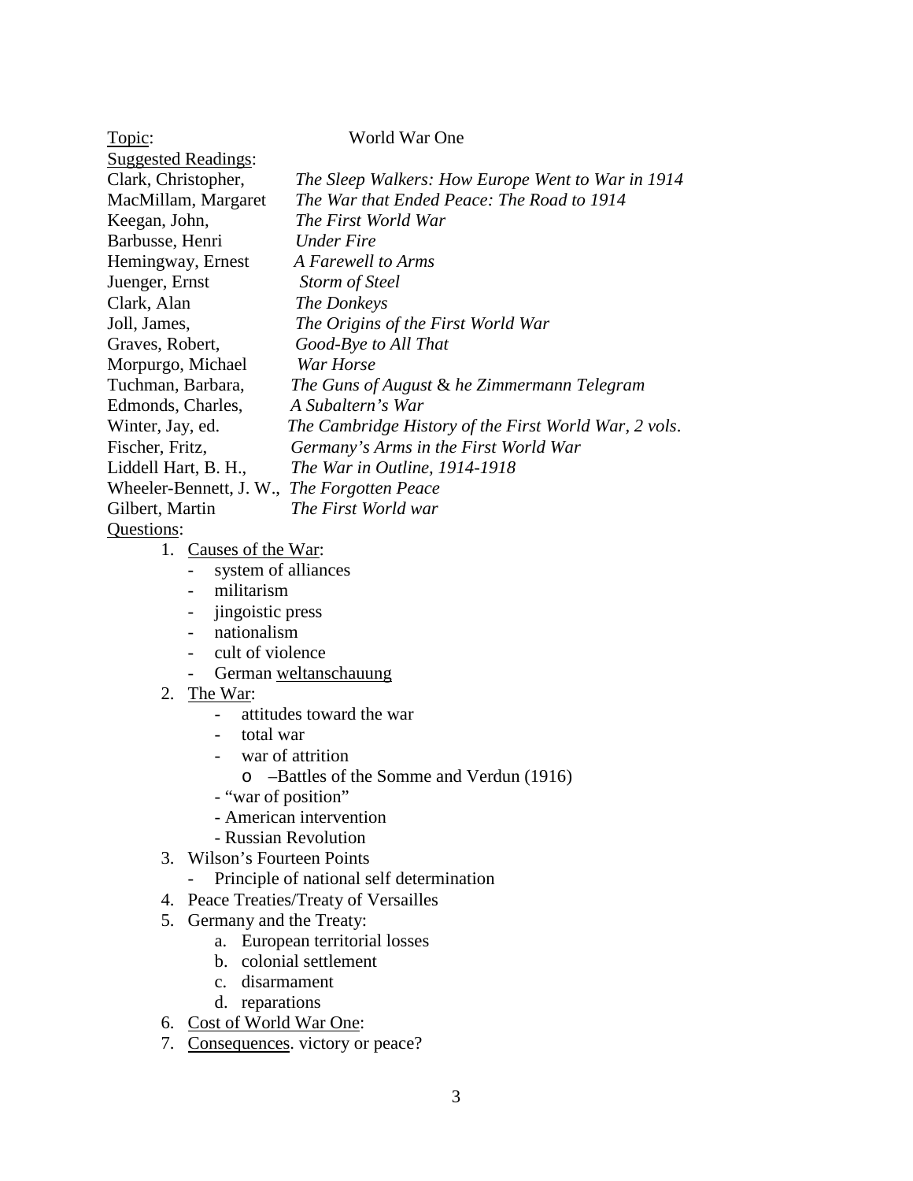<u>Topic</u>: World War One

<u>Suggested Readings</u>:

| | |
|---|---|
| Clark, Christopher, | *The Sleep Walkers: How Europe Went to War in 1914* |
| MacMillam, Margaret | *The War that Ended Peace: The Road to 1914* |
| Keegan, John, | *The First World War* |
| Barbusse, Henri | *Under Fire* |
| Hemingway, Ernest | *A Farewell to Arms* |
| Juenger, Ernst | *Storm of Steel* |
| Clark, Alan | *The Donkeys* |
| Joll, James, | *The Origins of the First World War* |
| Graves, Robert, | *Good-Bye to All That* |
| Morpurgo, Michael | *War Horse* |
| Tuchman, Barbara, | *The Guns of August* & *he Zimmermann Telegram* |
| Edmonds, Charles, | *A Subaltern's War* |
| Winter, Jay, ed. | *The Cambridge History of the First World War, 2 vols*. |
| Fischer, Fritz, | *Germany's Arms in the First World War* |
| Liddell Hart, B. H., | *The War in Outline, 1914-1918* |
| Wheeler-Bennett, J. W., | *The Forgotten Peace* |
| Gilbert, Martin | *The First World war* |

<u>Questions</u>:

1. <u>Causes of the War</u>:
   - system of alliances
   - militarism
   - jingoistic press
   - nationalism
   - cult of violence
   - German <u>weltanschauung</u>
2. <u>The War</u>:
   - attitudes toward the war
   - total war
   - war of attrition
     - –Battles of the Somme and Verdun (1916)
   - "war of position"
   - American intervention
   - Russian Revolution
3. Wilson's Fourteen Points
   - Principle of national self determination
4. Peace Treaties/Treaty of Versailles
5. Germany and the Treaty:
   a. European territorial losses
   b. colonial settlement
   c. disarmament
   d. reparations
6. <u>Cost of World War One</u>:
7. <u>Consequences</u>. victory or peace?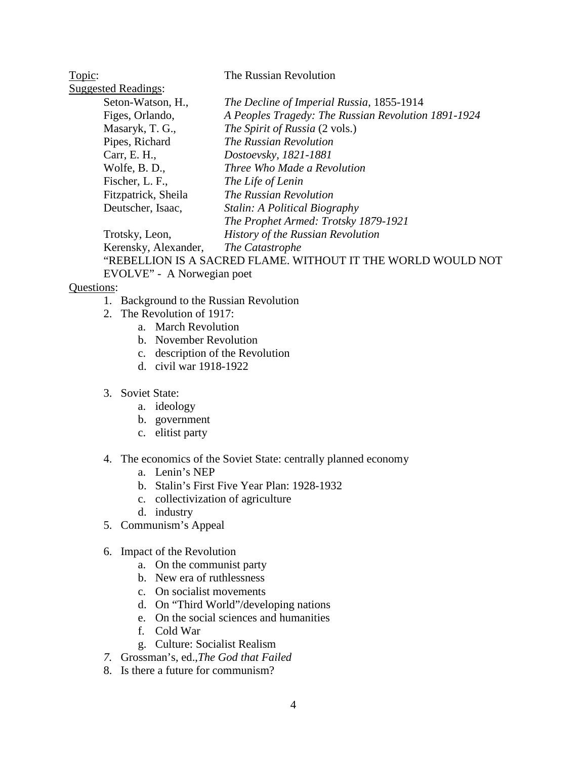<u>Topic</u>: The Russian Revolution

<u>Suggested Readings</u>:

| | |
|---|---|
| Seton-Watson, H., | *The Decline of Imperial Russia*, 1855-1914 |
| Figes, Orlando, | *A Peoples Tragedy: The Russian Revolution 1891-1924* |
| Masaryk, T. G., | *The Spirit of Russia* (2 vols.) |
| Pipes, Richard | *The Russian Revolution* |
| Carr, E. H., | *Dostoevsky, 1821-1881* |
| Wolfe, B. D., | *Three Who Made a Revolution* |
| Fischer, L. F., | *The Life of Lenin* |
| Fitzpatrick, Sheila | *The Russian Revolution* |
| Deutscher, Isaac, | *Stalin: A Political Biography* |
| | *The Prophet Armed: Trotsky 1879-1921* |
| Trotsky, Leon, | *History of the Russian Revolution* |
| Kerensky, Alexander, | *The Catastrophe* |

"REBELLION IS A SACRED FLAME. WITHOUT IT THE WORLD WOULD NOT EVOLVE" - A Norwegian poet

<u>Questions</u>:

1. Background to the Russian Revolution
2. The Revolution of 1917:
   a. March Revolution
   b. November Revolution
   c. description of the Revolution
   d. civil war 1918-1922

3. Soviet State:
   a. ideology
   b. government
   c. elitist party

4. The economics of the Soviet State: centrally planned economy
   a. Lenin's NEP
   b. Stalin's First Five Year Plan: 1928-1932
   c. collectivization of agriculture
   d. industry
5. Communism's Appeal

6. Impact of the Revolution
   a. On the communist party
   b. New era of ruthlessness
   c. On socialist movements
   d. On "Third World"/developing nations
   e. On the social sciences and humanities
   f. Cold War
   g. Culture: Socialist Realism
7. Grossman's, ed.,*The God that Failed*
8. Is there a future for communism?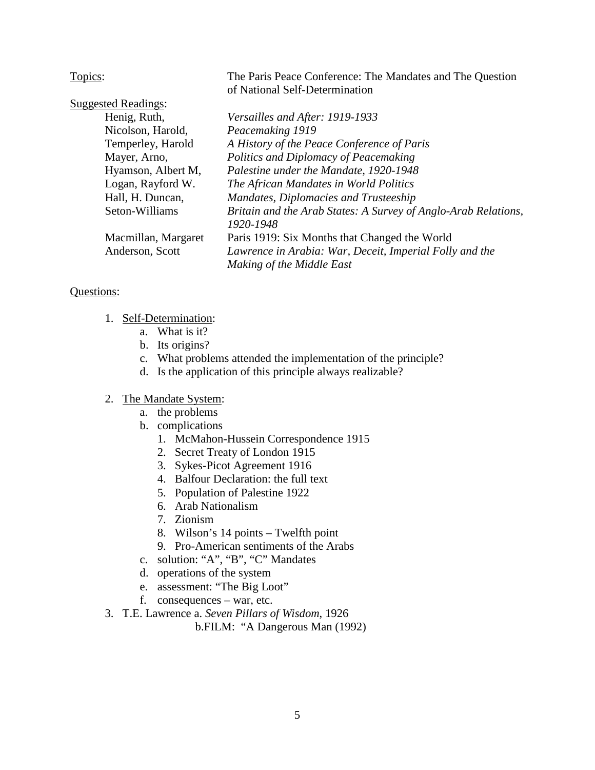<u>Topics</u>: The Paris Peace Conference: The Mandates and The Question of National Self-Determination

<u>Suggested Readings</u>:

| | |
|---|---|
| Henig, Ruth, | *Versailles and After: 1919-1933* |
| Nicolson, Harold, | *Peacemaking 1919* |
| Temperley, Harold | *A History of the Peace Conference of Paris* |
| Mayer, Arno, | *Politics and Diplomacy of Peacemaking* |
| Hyamson, Albert M, | *Palestine under the Mandate, 1920-1948* |
| Logan, Rayford W. | *The African Mandates in World Politics* |
| Hall, H. Duncan, | *Mandates, Diplomacies and Trusteeship* |
| Seton-Williams | *Britain and the Arab States: A Survey of Anglo-Arab Relations, 1920-1948* |
| Macmillan, Margaret | Paris 1919: Six Months that Changed the World |
| Anderson, Scott | *Lawrence in Arabia: War, Deceit, Imperial Folly and the Making of the Middle East* |

<u>Questions</u>:

1. <u>Self-Determination</u>:
    a. What is it?
    b. Its origins?
    c. What problems attended the implementation of the principle?
    d. Is the application of this principle always realizable?

2. <u>The Mandate System</u>:
    a. the problems
    b. complications
        1. McMahon-Hussein Correspondence 1915
        2. Secret Treaty of London 1915
        3. Sykes-Picot Agreement 1916
        4. Balfour Declaration: the full text
        5. Population of Palestine 1922
        6. Arab Nationalism
        7. Zionism
        8. Wilson's 14 points – Twelfth point
        9. Pro-American sentiments of the Arabs
    c. solution: "A", "B", "C" Mandates
    d. operations of the system
    e. assessment: "The Big Loot"
    f. consequences – war, etc.

3. T.E. Lawrence a. *Seven Pillars of Wisdom*, 1926
    b.FILM: "A Dangerous Man (1992)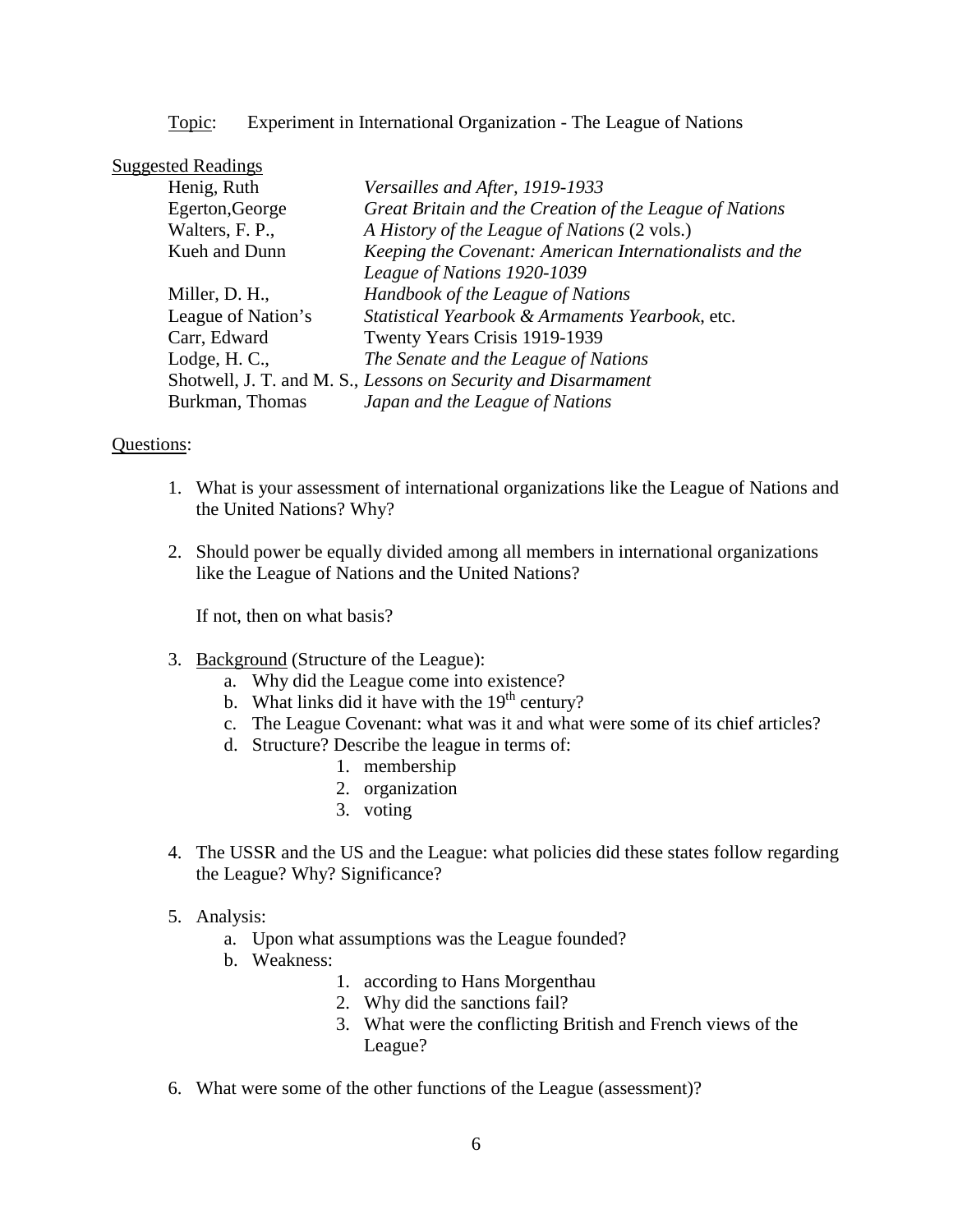Topic: Experiment in International Organization - The League of Nations

Suggested Readings

| | |
|---|---|
| Henig, Ruth | *Versailles and After, 1919-1933* |
| Egerton,George | *Great Britain and the Creation of the League of Nations* |
| Walters, F. P., | *A History of the League of Nations* (2 vols.) |
| Kueh and Dunn | *Keeping the Covenant: American Internationalists and the League of Nations 1920-1039* |
| Miller, D. H., | *Handbook of the League of Nations* |
| League of Nation's | *Statistical Yearbook & Armaments Yearbook*, etc. |
| Carr, Edward | Twenty Years Crisis 1919-1939 |
| Lodge, H. C., | *The Senate and the League of Nations* |
| Shotwell, J. T. and M. S., | *Lessons on Security and Disarmament* |
| Burkman, Thomas | *Japan and the League of Nations* |

Questions:

1. What is your assessment of international organizations like the League of Nations and the United Nations? Why?

2. Should power be equally divided among all members in international organizations like the League of Nations and the United Nations?

   If not, then on what basis?

3. Background (Structure of the League):
   a. Why did the League come into existence?
   b. What links did it have with the 19th century?
   c. The League Covenant: what was it and what were some of its chief articles?
   d. Structure? Describe the league in terms of:
      1. membership
      2. organization
      3. voting

4. The USSR and the US and the League: what policies did these states follow regarding the League? Why? Significance?

5. Analysis:
   a. Upon what assumptions was the League founded?
   b. Weakness:
      1. according to Hans Morgenthau
      2. Why did the sanctions fail?
      3. What were the conflicting British and French views of the League?

6. What were some of the other functions of the League (assessment)?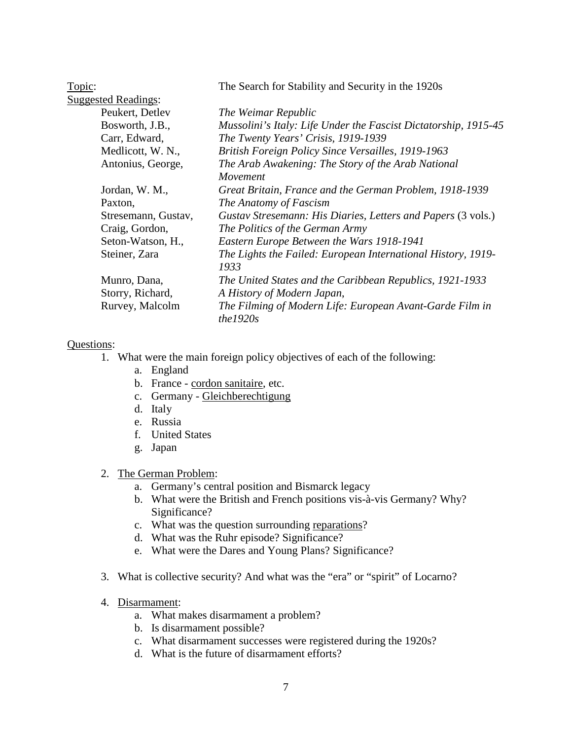Topic: The Search for Stability and Security in the 1920s

Suggested Readings:

| | |
|---|---|
| Peukert, Detlev | *The Weimar Republic* |
| Bosworth, J.B., | *Mussolini's Italy: Life Under the Fascist Dictatorship, 1915-45* |
| Carr, Edward, | *The Twenty Years' Crisis, 1919-1939* |
| Medlicott, W. N., | *British Foreign Policy Since Versailles, 1919-1963* |
| Antonius, George, | *The Arab Awakening: The Story of the Arab National Movement* |
| Jordan, W. M., | *Great Britain, France and the German Problem, 1918-1939* |
| Paxton, | *The Anatomy of Fascism* |
| Stresemann, Gustav, | *Gustav Stresemann: His Diaries, Letters and Papers* (3 vols.) |
| Craig, Gordon, | *The Politics of the German Army* |
| Seton-Watson, H., | *Eastern Europe Between the Wars 1918-1941* |
| Steiner, Zara | *The Lights the Failed: European International History, 1919-1933* |
| Munro, Dana, | *The United States and the Caribbean Republics, 1921-1933* |
| Storry, Richard, | *A History of Modern Japan,* |
| Rurvey, Malcolm | *The Filming of Modern Life: European Avant-Garde Film in the1920s* |

Questions:

1. What were the main foreign policy objectives of each of the following:
    a. England
    b. France - cordon sanitaire, etc.
    c. Germany - Gleichberechtigung
    d. Italy
    e. Russia
    f. United States
    g. Japan

2. The German Problem:
    a. Germany's central position and Bismarck legacy
    b. What were the British and French positions vis-à-vis Germany? Why? Significance?
    c. What was the question surrounding reparations?
    d. What was the Ruhr episode? Significance?
    e. What were the Dares and Young Plans? Significance?

3. What is collective security? And what was the "era" or "spirit" of Locarno?

4. Disarmament:
    a. What makes disarmament a problem?
    b. Is disarmament possible?
    c. What disarmament successes were registered during the 1920s?
    d. What is the future of disarmament efforts?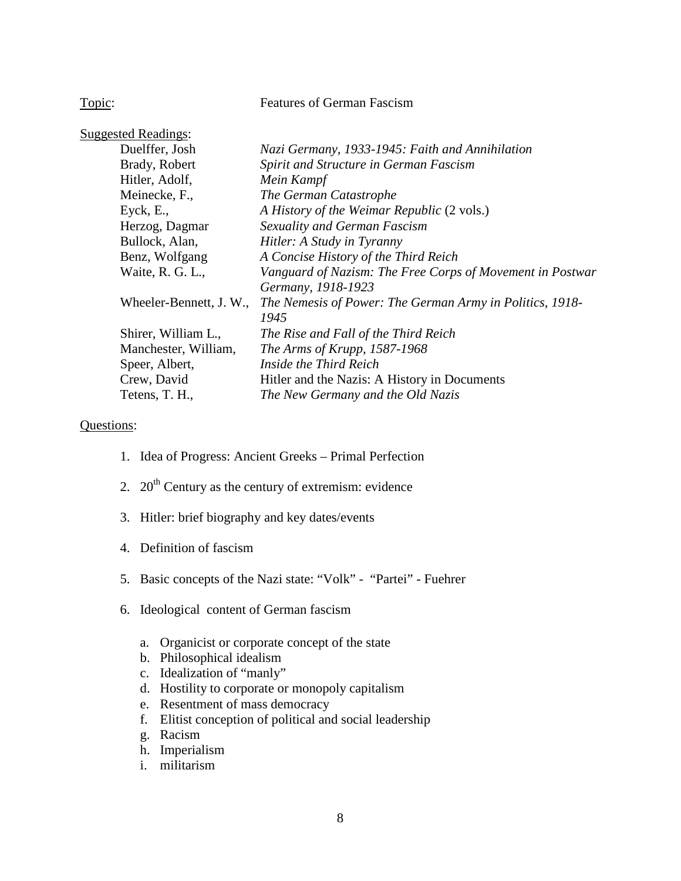Topic: Features of German Fascism

Suggested Readings:

| | |
|---|---|
| Duelffer, Josh | *Nazi Germany, 1933-1945: Faith and Annihilation* |
| Brady, Robert | *Spirit and Structure in German Fascism* |
| Hitler, Adolf, | *Mein Kampf* |
| Meinecke, F., | *The German Catastrophe* |
| Eyck, E., | *A History of the Weimar Republic* (2 vols.) |
| Herzog, Dagmar | *Sexuality and German Fascism* |
| Bullock, Alan, | *Hitler: A Study in Tyranny* |
| Benz, Wolfgang | *A Concise History of the Third Reich* |
| Waite, R. G. L., | *Vanguard of Nazism: The Free Corps of Movement in Postwar Germany, 1918-1923* |
| Wheeler-Bennett, J. W., | *The Nemesis of Power: The German Army in Politics, 1918-1945* |
| Shirer, William L., | *The Rise and Fall of the Third Reich* |
| Manchester, William, | *The Arms of Krupp, 1587-1968* |
| Speer, Albert, | *Inside the Third Reich* |
| Crew, David | Hitler and the Nazis: A History in Documents |
| Tetens, T. H., | *The New Germany and the Old Nazis* |

Questions:

1. Idea of Progress: Ancient Greeks – Primal Perfection
2. 20th Century as the century of extremism: evidence
3. Hitler: brief biography and key dates/events
4. Definition of fascism
5. Basic concepts of the Nazi state: "Volk" - "Partei" - Fuehrer
6. Ideological content of German fascism
   a. Organicist or corporate concept of the state
   b. Philosophical idealism
   c. Idealization of "manly"
   d. Hostility to corporate or monopoly capitalism
   e. Resentment of mass democracy
   f. Elitist conception of political and social leadership
   g. Racism
   h. Imperialism
   i. militarism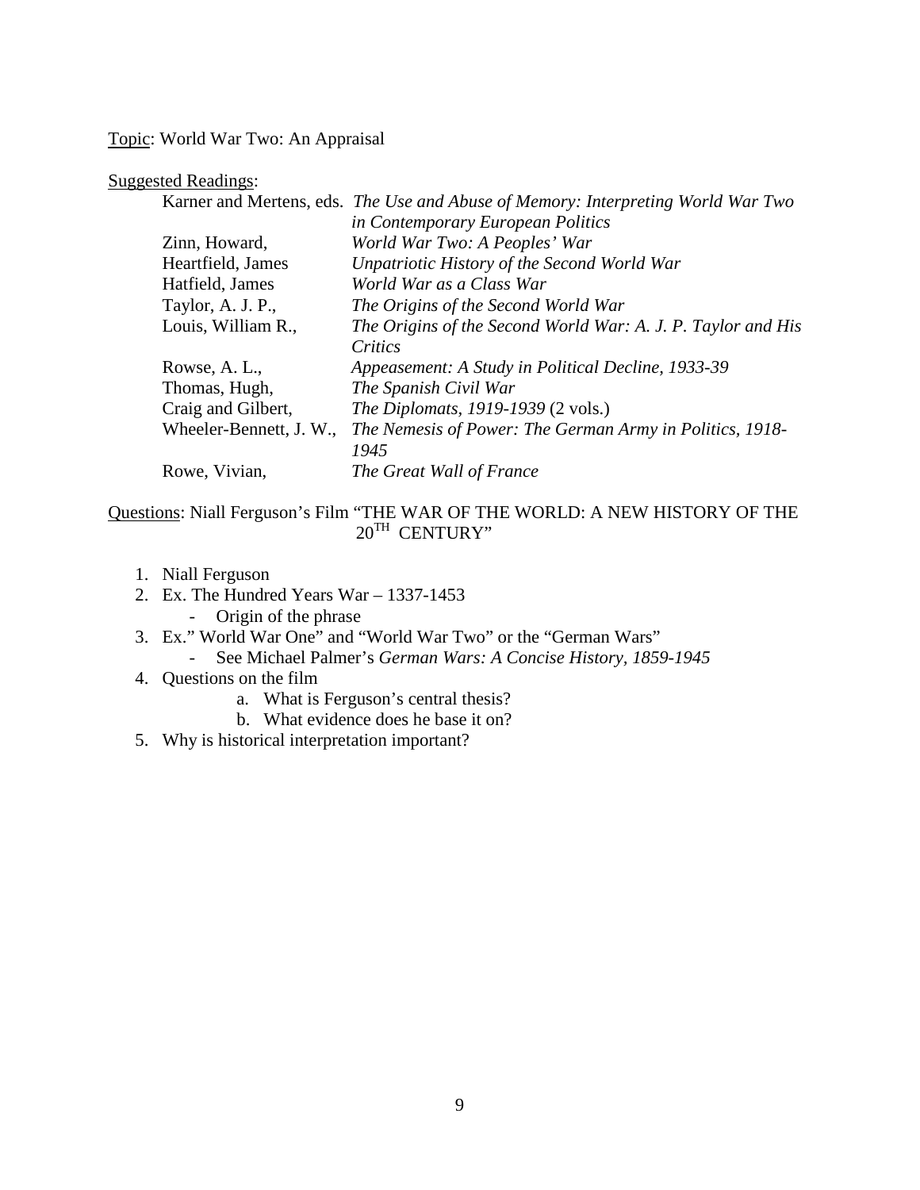Topic: World War Two: An Appraisal

Suggested Readings:

| | |
|---|---|
| Karner and Mertens, eds. | *The Use and Abuse of Memory: Interpreting World War Two in Contemporary European Politics* |
| Zinn, Howard, | *World War Two: A Peoples' War* |
| Heartfield, James | *Unpatriotic History of the Second World War* |
| Hatfield, James | *World War as a Class War* |
| Taylor, A. J. P., | *The Origins of the Second World War* |
| Louis, William R., | *The Origins of the Second World War: A. J. P. Taylor and His Critics* |
| Rowse, A. L., | *Appeasement: A Study in Political Decline, 1933-39* |
| Thomas, Hugh, | *The Spanish Civil War* |
| Craig and Gilbert, | *The Diplomats, 1919-1939* (2 vols.) |
| Wheeler-Bennett, J. W., | *The Nemesis of Power: The German Army in Politics, 1918-1945* |
| Rowe, Vivian, | *The Great Wall of France* |

Questions: Niall Ferguson's Film "THE WAR OF THE WORLD: A NEW HISTORY OF THE 20TH CENTURY"

1. Niall Ferguson
2. Ex. The Hundred Years War – 1337-1453
   - Origin of the phrase
3. Ex." World War One" and "World War Two" or the "German Wars"
   - See Michael Palmer's *German Wars: A Concise History, 1859-1945*
4. Questions on the film
   a. What is Ferguson's central thesis?
   b. What evidence does he base it on?
5. Why is historical interpretation important?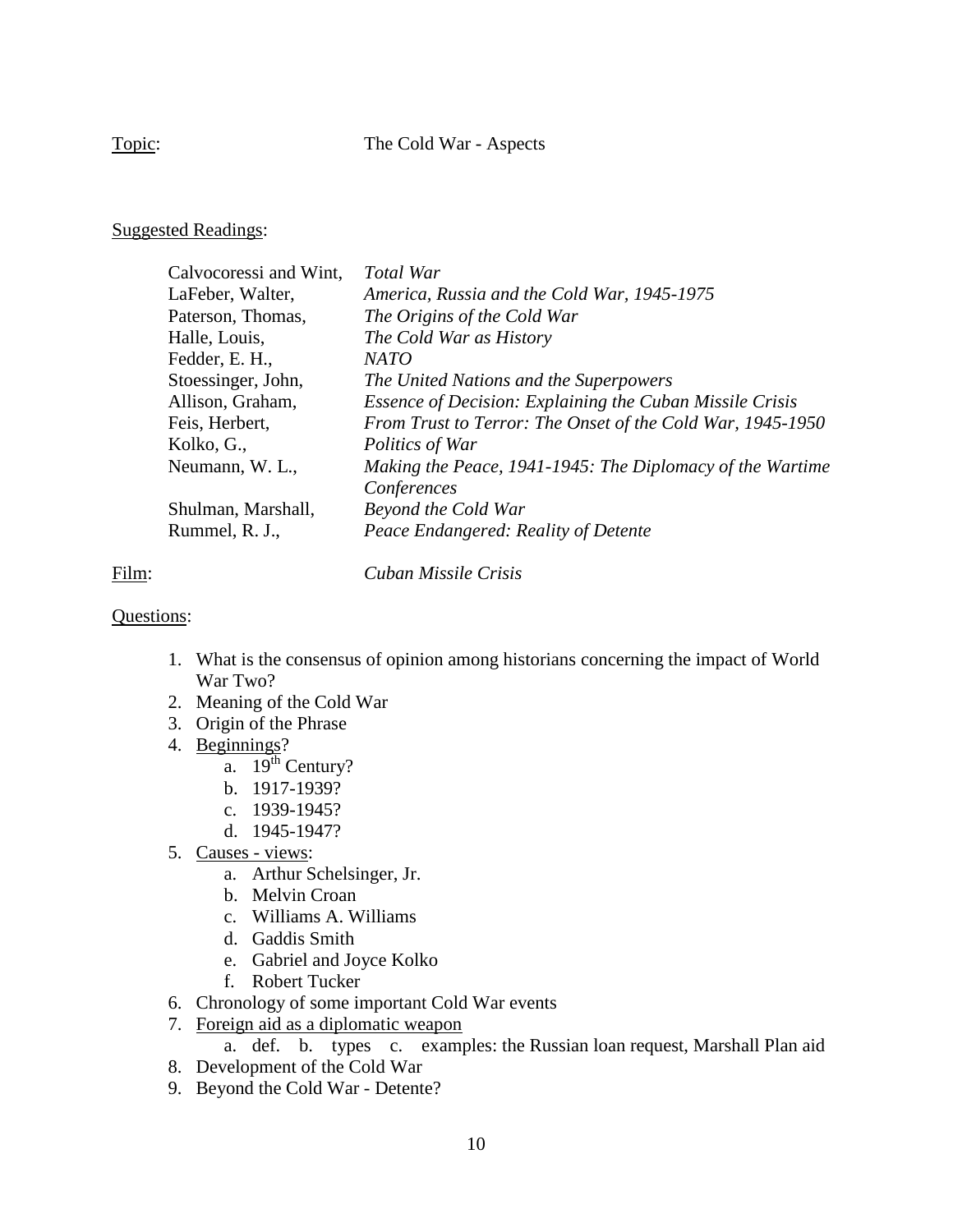Topic: The Cold War - Aspects

Suggested Readings:

| | |
|---|---|
| Calvocoressi and Wint, | *Total War* |
| LaFeber, Walter, | *America, Russia and the Cold War, 1945-1975* |
| Paterson, Thomas, | *The Origins of the Cold War* |
| Halle, Louis, | *The Cold War as History* |
| Fedder, E. H., | *NATO* |
| Stoessinger, John, | *The United Nations and the Superpowers* |
| Allison, Graham, | *Essence of Decision: Explaining the Cuban Missile Crisis* |
| Feis, Herbert, | *From Trust to Terror: The Onset of the Cold War, 1945-1950* |
| Kolko, G., | *Politics of War* |
| Neumann, W. L., | *Making the Peace, 1941-1945: The Diplomacy of the Wartime Conferences* |
| Shulman, Marshall, | *Beyond the Cold War* |
| Rummel, R. J., | *Peace Endangered: Reality of Detente* |

Film: *Cuban Missile Crisis*

Questions:

1. What is the consensus of opinion among historians concerning the impact of World War Two?
2. Meaning of the Cold War
3. Origin of the Phrase
4. Beginnings?
   a. 19th Century?
   b. 1917-1939?
   c. 1939-1945?
   d. 1945-1947?
5. Causes - views:
   a. Arthur Schelsinger, Jr.
   b. Melvin Croan
   c. Williams A. Williams
   d. Gaddis Smith
   e. Gabriel and Joyce Kolko
   f. Robert Tucker
6. Chronology of some important Cold War events
7. Foreign aid as a diplomatic weapon
   a. def. b. types c. examples: the Russian loan request, Marshall Plan aid
8. Development of the Cold War
9. Beyond the Cold War - Detente?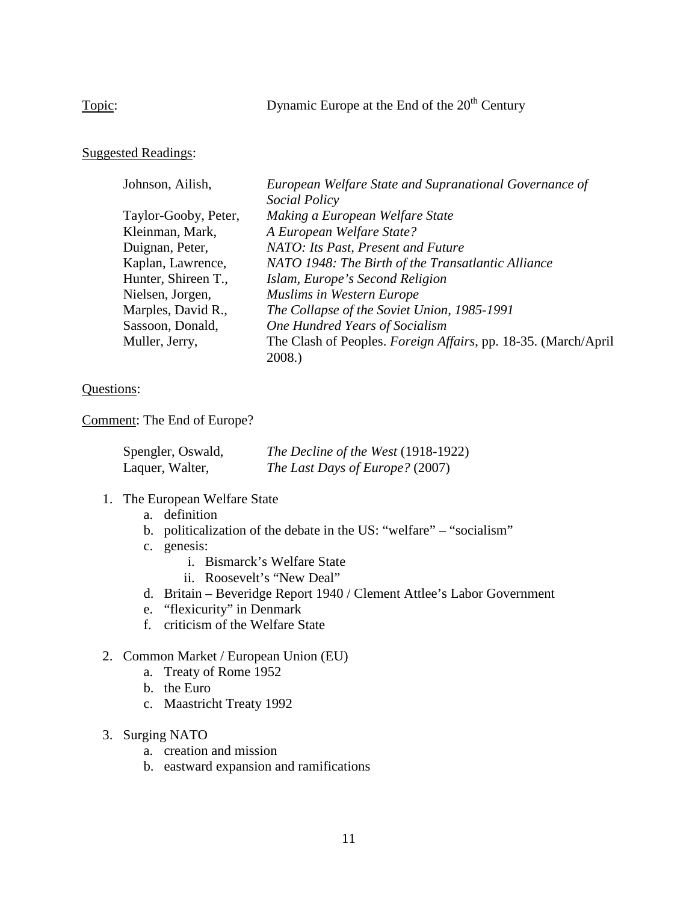<u>Topic</u>: Dynamic Europe at the End of the 20th Century

<u>Suggested Readings</u>:

| | |
|---|---|
| Johnson, Ailish, | *European Welfare State and Supranational Governance of Social Policy* |
| Taylor-Gooby, Peter, | *Making a European Welfare State* |
| Kleinman, Mark, | *A European Welfare State?* |
| Duignan, Peter, | *NATO: Its Past, Present and Future* |
| Kaplan, Lawrence, | *NATO 1948: The Birth of the Transatlantic Alliance* |
| Hunter, Shireen T., | *Islam, Europe's Second Religion* |
| Nielsen, Jorgen, | *Muslims in Western Europe* |
| Marples, David R., | *The Collapse of the Soviet Union, 1985-1991* |
| Sassoon, Donald, | *One Hundred Years of Socialism* |
| Muller, Jerry, | The Clash of Peoples. *Foreign Affairs*, pp. 18-35. (March/April 2008.) |

<u>Questions</u>:

<u>Comment</u>: The End of Europe?

| | |
|---|---|
| Spengler, Oswald, | *The Decline of the West* (1918-1922) |
| Laquer, Walter, | *The Last Days of Europe?* (2007) |

1. The European Welfare State
   a. definition
   b. politicalization of the debate in the US: "welfare" – "socialism"
   c. genesis:
      i. Bismarck's Welfare State
      ii. Roosevelt's "New Deal"
   d. Britain – Beveridge Report 1940 / Clement Attlee's Labor Government
   e. "flexicurity" in Denmark
   f. criticism of the Welfare State

2. Common Market / European Union (EU)
   a. Treaty of Rome 1952
   b. the Euro
   c. Maastricht Treaty 1992

3. Surging NATO
   a. creation and mission
   b. eastward expansion and ramifications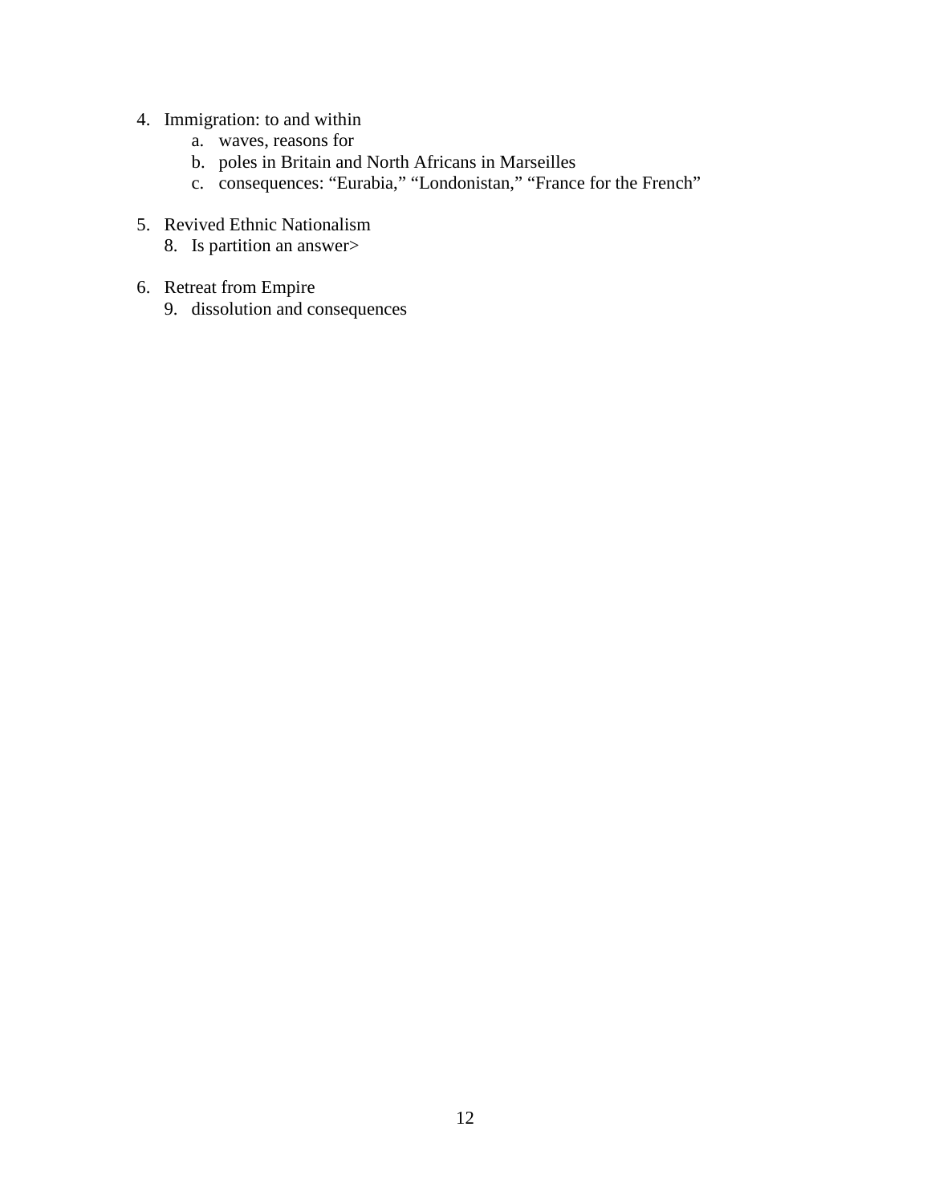4. Immigration: to and within
    a. waves, reasons for
    b. poles in Britain and North Africans in Marseilles
    c. consequences: “Eurabia,” “Londonistan,” “France for the French”

5. Revived Ethnic Nationalism
    8. Is partition an answer>

6. Retreat from Empire
    9. dissolution and consequences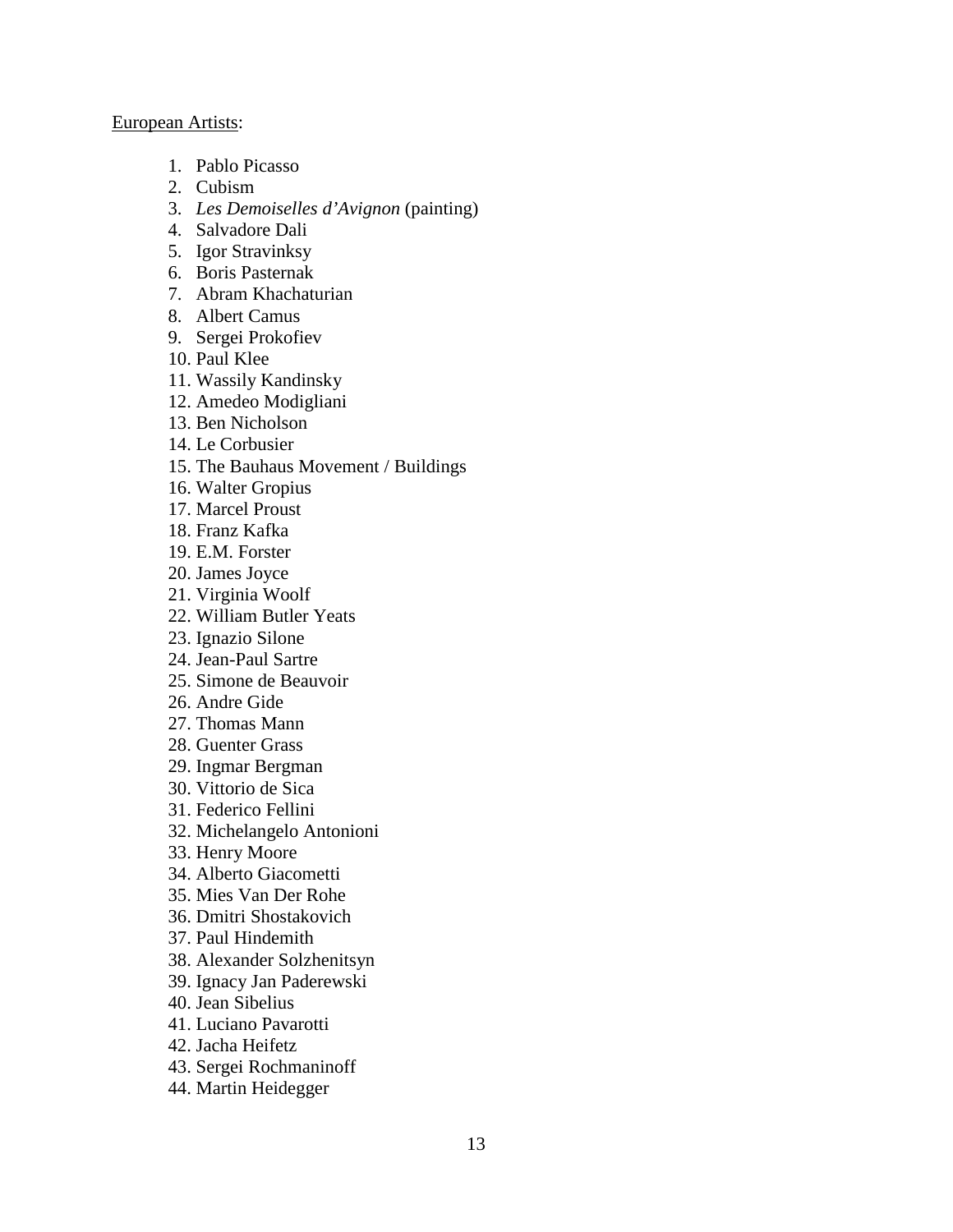<u>European Artists</u>:

1. Pablo Picasso
2. Cubism
3. *Les Demoiselles d'Avignon* (painting)
4. Salvadore Dali
5. Igor Stravinksy
6. Boris Pasternak
7. Abram Khachaturian
8. Albert Camus
9. Sergei Prokofiev
10. Paul Klee
11. Wassily Kandinsky
12. Amedeo Modigliani
13. Ben Nicholson
14. Le Corbusier
15. The Bauhaus Movement / Buildings
16. Walter Gropius
17. Marcel Proust
18. Franz Kafka
19. E.M. Forster
20. James Joyce
21. Virginia Woolf
22. William Butler Yeats
23. Ignazio Silone
24. Jean-Paul Sartre
25. Simone de Beauvoir
26. Andre Gide
27. Thomas Mann
28. Guenter Grass
29. Ingmar Bergman
30. Vittorio de Sica
31. Federico Fellini
32. Michelangelo Antonioni
33. Henry Moore
34. Alberto Giacometti
35. Mies Van Der Rohe
36. Dmitri Shostakovich
37. Paul Hindemith
38. Alexander Solzhenitsyn
39. Ignacy Jan Paderewski
40. Jean Sibelius
41. Luciano Pavarotti
42. Jacha Heifetz
43. Sergei Rochmaninoff
44. Martin Heidegger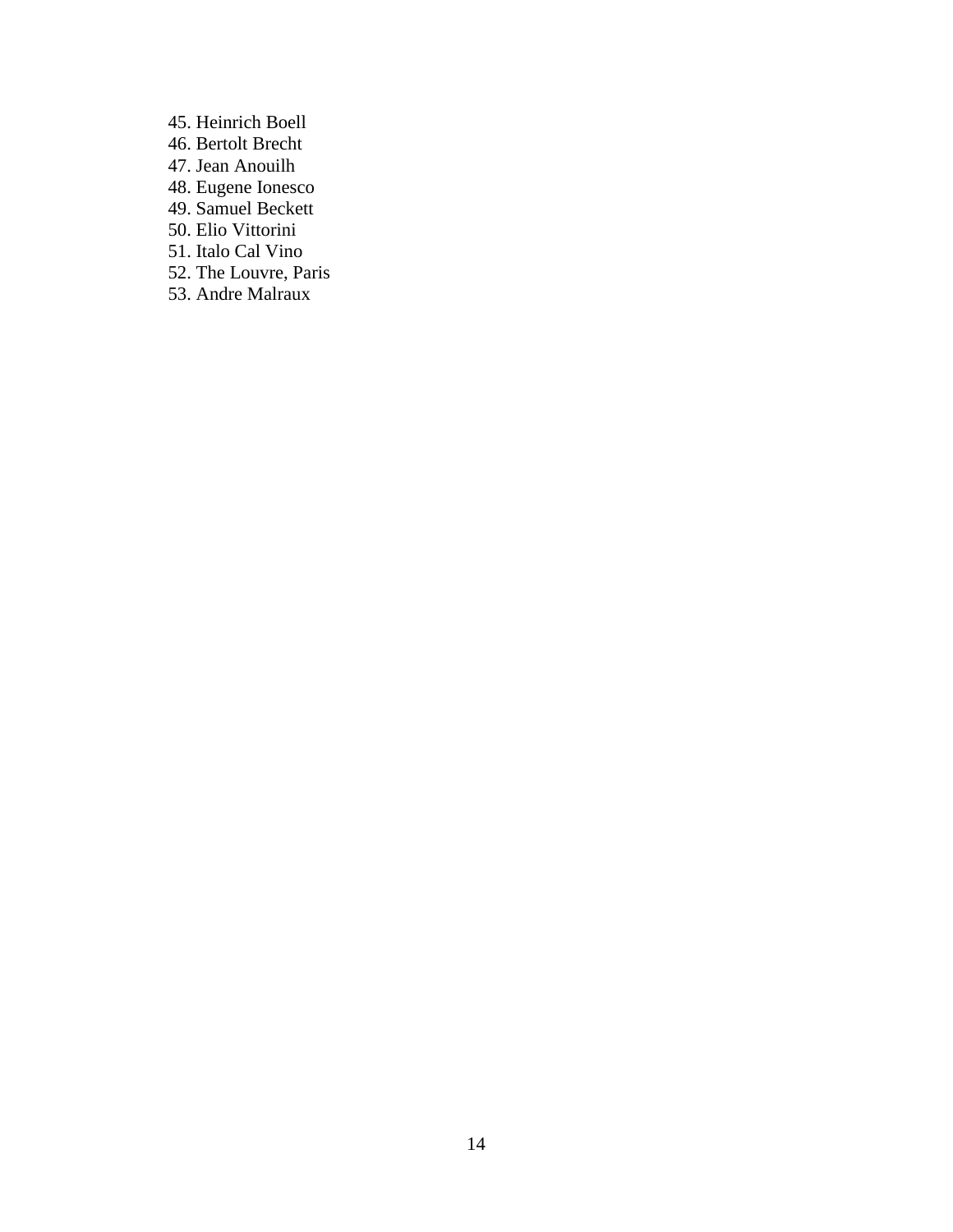45. Heinrich Boell
46. Bertolt Brecht
47. Jean Anouilh
48. Eugene Ionesco
49. Samuel Beckett
50. Elio Vittorini
51. Italo Cal Vino
52. The Louvre, Paris
53. Andre Malraux